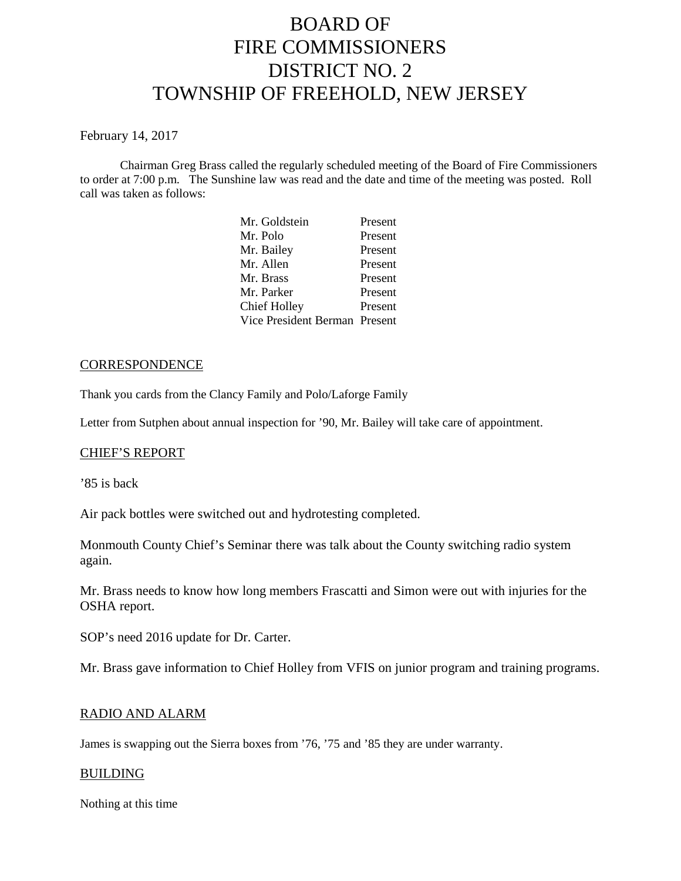# BOARD OF FIRE COMMISSIONERS DISTRICT NO. 2 TOWNSHIP OF FREEHOLD, NEW JERSEY

February 14, 2017

Chairman Greg Brass called the regularly scheduled meeting of the Board of Fire Commissioners to order at 7:00 p.m. The Sunshine law was read and the date and time of the meeting was posted. Roll call was taken as follows:

| | |
|---|---|
| Mr. Goldstein | Present |
| Mr. Polo | Present |
| Mr. Bailey | Present |
| Mr. Allen | Present |
| Mr. Brass | Present |
| Mr. Parker | Present |
| Chief Holley | Present |
| Vice President Berman | Present |

## CORRESPONDENCE

Thank you cards from the Clancy Family and Polo/Laforge Family

Letter from Sutphen about annual inspection for '90, Mr. Bailey will take care of appointment.

## CHIEF'S REPORT

'85 is back

Air pack bottles were switched out and hydrotesting completed.

Monmouth County Chief's Seminar there was talk about the County switching radio system again.

Mr. Brass needs to know how long members Frascatti and Simon were out with injuries for the OSHA report.

SOP's need 2016 update for Dr. Carter.

Mr. Brass gave information to Chief Holley from VFIS on junior program and training programs.

## RADIO AND ALARM

James is swapping out the Sierra boxes from '76, '75 and '85 they are under warranty.

## BUILDING

Nothing at this time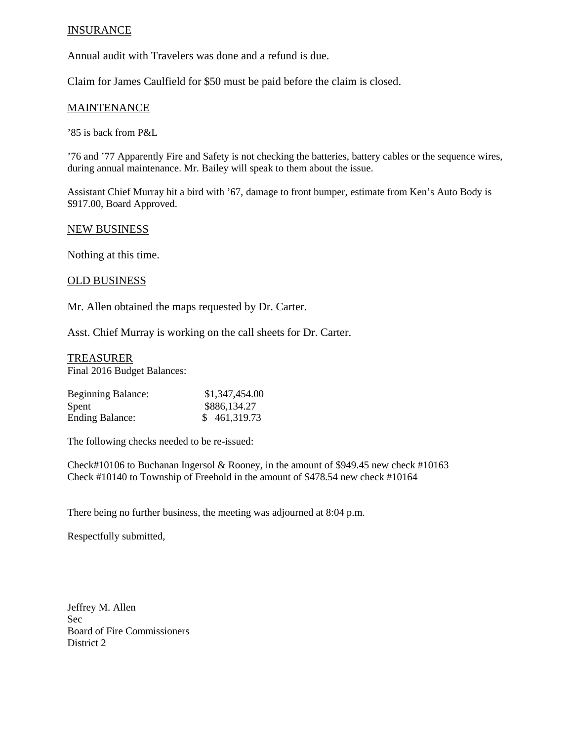INSURANCE

Annual audit with Travelers was done and a refund is due.

Claim for James Caulfield for $50 must be paid before the claim is closed.

MAINTENANCE

’85 is back from P&L

’76 and ’77 Apparently Fire and Safety is not checking the batteries, battery cables or the sequence wires, during annual maintenance. Mr. Bailey will speak to them about the issue.

Assistant Chief Murray hit a bird with ’67, damage to front bumper, estimate from Ken’s Auto Body is $917.00, Board Approved.

NEW BUSINESS

Nothing at this time.

OLD BUSINESS

Mr. Allen obtained the maps requested by Dr. Carter.

Asst. Chief Murray is working on the call sheets for Dr. Carter.

TREASURER
Final 2016 Budget Balances:

| | |
|---|---|
| Beginning Balance: | $1,347,454.00 |
| Spent | $886,134.27 |
| Ending Balance: | $ 461,319.73 |

The following checks needed to be re-issued:

Check#10106 to Buchanan Ingersol & Rooney, in the amount of $949.45 new check #10163
Check #10140 to Township of Freehold in the amount of $478.54 new check #10164

There being no further business, the meeting was adjourned at 8:04 p.m.

Respectfully submitted,

Jeffrey M. Allen
Sec
Board of Fire Commissioners
District 2